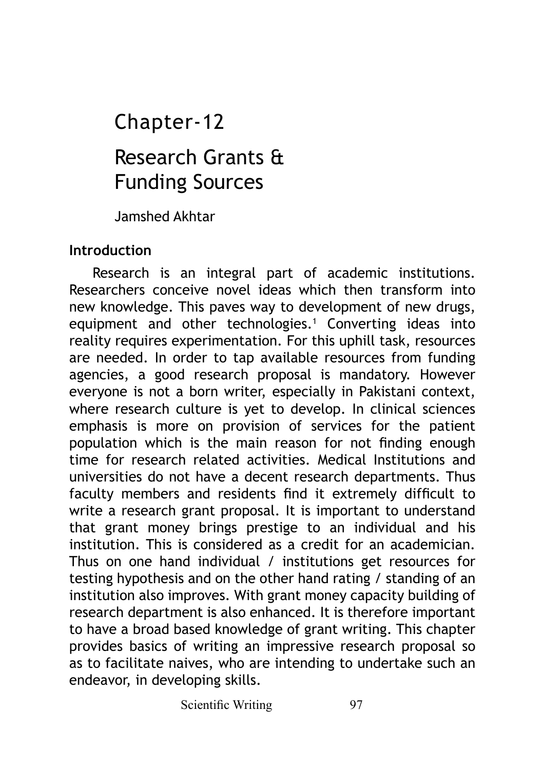# Chapter-12

# Research Grants & Funding Sources

Jamshed Akhtar

## Introduction

Research is an integral part of academic institutions. Researchers conceive novel ideas which then transform into new knowledge. This paves way to development of new drugs, equipment and other technologies.[1] Converting ideas into reality requires experimentation. For this uphill task, resources are needed. In order to tap available resources from funding agencies, a good research proposal is mandatory. However everyone is not a born writer, especially in Pakistani context, where research culture is yet to develop. In clinical sciences emphasis is more on provision of services for the patient population which is the main reason for not finding enough time for research related activities. Medical Institutions and universities do not have a decent research departments. Thus faculty members and residents find it extremely difficult to write a research grant proposal. It is important to understand that grant money brings prestige to an individual and his institution. This is considered as a credit for an academician. Thus on one hand individual / institutions get resources for testing hypothesis and on the other hand rating / standing of an institution also improves. With grant money capacity building of research department is also enhanced. It is therefore important to have a broad based knowledge of grant writing. This chapter provides basics of writing an impressive research proposal so as to facilitate naives, who are intending to undertake such an endeavor, in developing skills.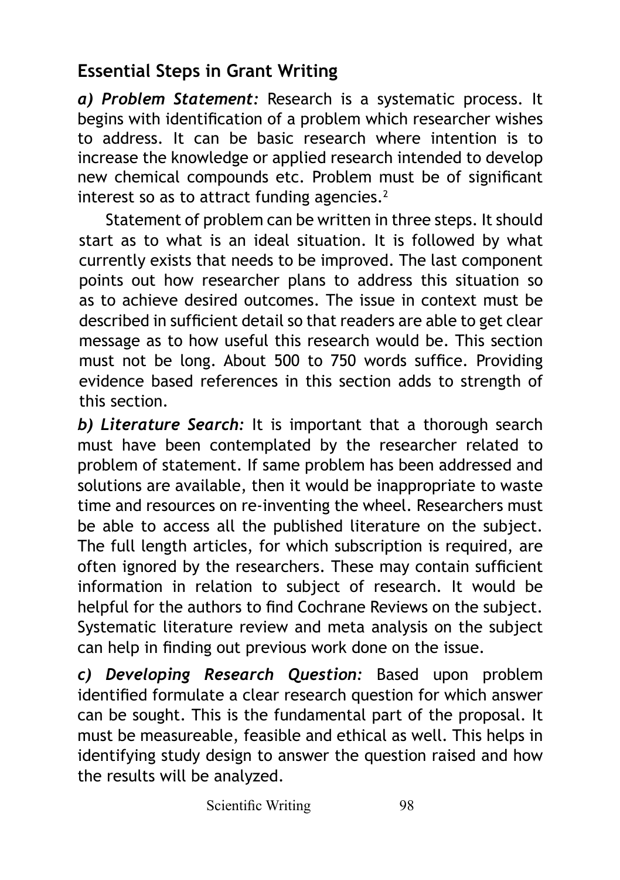## Essential Steps in Grant Writing

***a) Problem Statement:*** Research is a systematic process. It begins with identification of a problem which researcher wishes to address. It can be basic research where intention is to increase the knowledge or applied research intended to develop new chemical compounds etc. Problem must be of significant interest so as to attract funding agencies.[2]

Statement of problem can be written in three steps. It should start as to what is an ideal situation. It is followed by what currently exists that needs to be improved. The last component points out how researcher plans to address this situation so as to achieve desired outcomes. The issue in context must be described in sufficient detail so that readers are able to get clear message as to how useful this research would be. This section must not be long. About 500 to 750 words suffice. Providing evidence based references in this section adds to strength of this section.

***b) Literature Search:*** It is important that a thorough search must have been contemplated by the researcher related to problem of statement. If same problem has been addressed and solutions are available, then it would be inappropriate to waste time and resources on re-inventing the wheel. Researchers must be able to access all the published literature on the subject. The full length articles, for which subscription is required, are often ignored by the researchers. These may contain sufficient information in relation to subject of research. It would be helpful for the authors to find Cochrane Reviews on the subject. Systematic literature review and meta analysis on the subject can help in finding out previous work done on the issue.

***c) Developing Research Question:*** Based upon problem identified formulate a clear research question for which answer can be sought. This is the fundamental part of the proposal. It must be measureable, feasible and ethical as well. This helps in identifying study design to answer the question raised and how the results will be analyzed.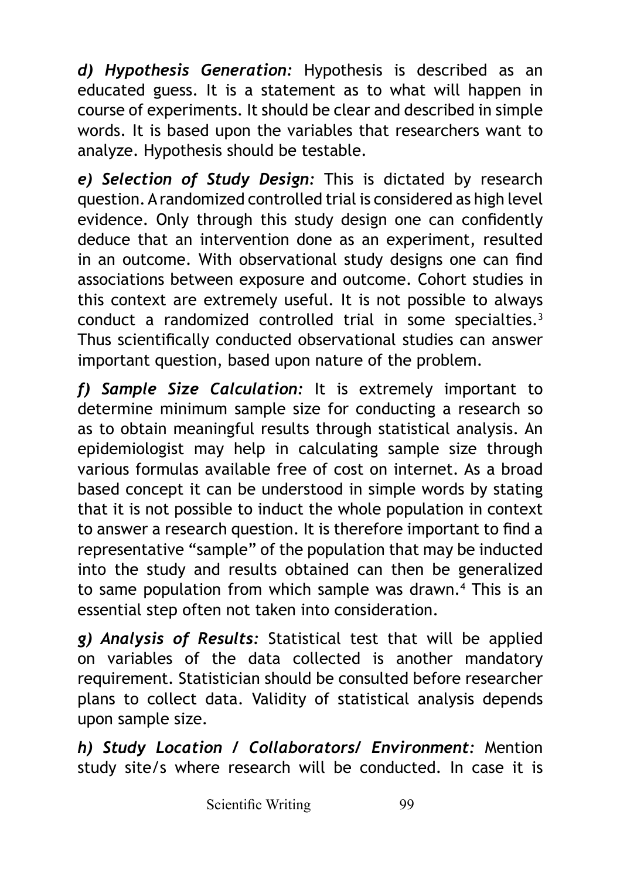***d) Hypothesis Generation:*** Hypothesis is described as an educated guess. It is a statement as to what will happen in course of experiments. It should be clear and described in simple words. It is based upon the variables that researchers want to analyze. Hypothesis should be testable.

***e) Selection of Study Design:*** This is dictated by research question. A randomized controlled trial is considered as high level evidence. Only through this study design one can confidently deduce that an intervention done as an experiment, resulted in an outcome. With observational study designs one can find associations between exposure and outcome. Cohort studies in this context are extremely useful. It is not possible to always conduct a randomized controlled trial in some specialties.[3] Thus scientifically conducted observational studies can answer important question, based upon nature of the problem.

***f) Sample Size Calculation:*** It is extremely important to determine minimum sample size for conducting a research so as to obtain meaningful results through statistical analysis. An epidemiologist may help in calculating sample size through various formulas available free of cost on internet. As a broad based concept it can be understood in simple words by stating that it is not possible to induct the whole population in context to answer a research question. It is therefore important to find a representative "sample" of the population that may be inducted into the study and results obtained can then be generalized to same population from which sample was drawn.[4] This is an essential step often not taken into consideration.

***g) Analysis of Results:*** Statistical test that will be applied on variables of the data collected is another mandatory requirement. Statistician should be consulted before researcher plans to collect data. Validity of statistical analysis depends upon sample size.

***h) Study Location / Collaborators/ Environment:*** Mention study site/s where research will be conducted. In case it is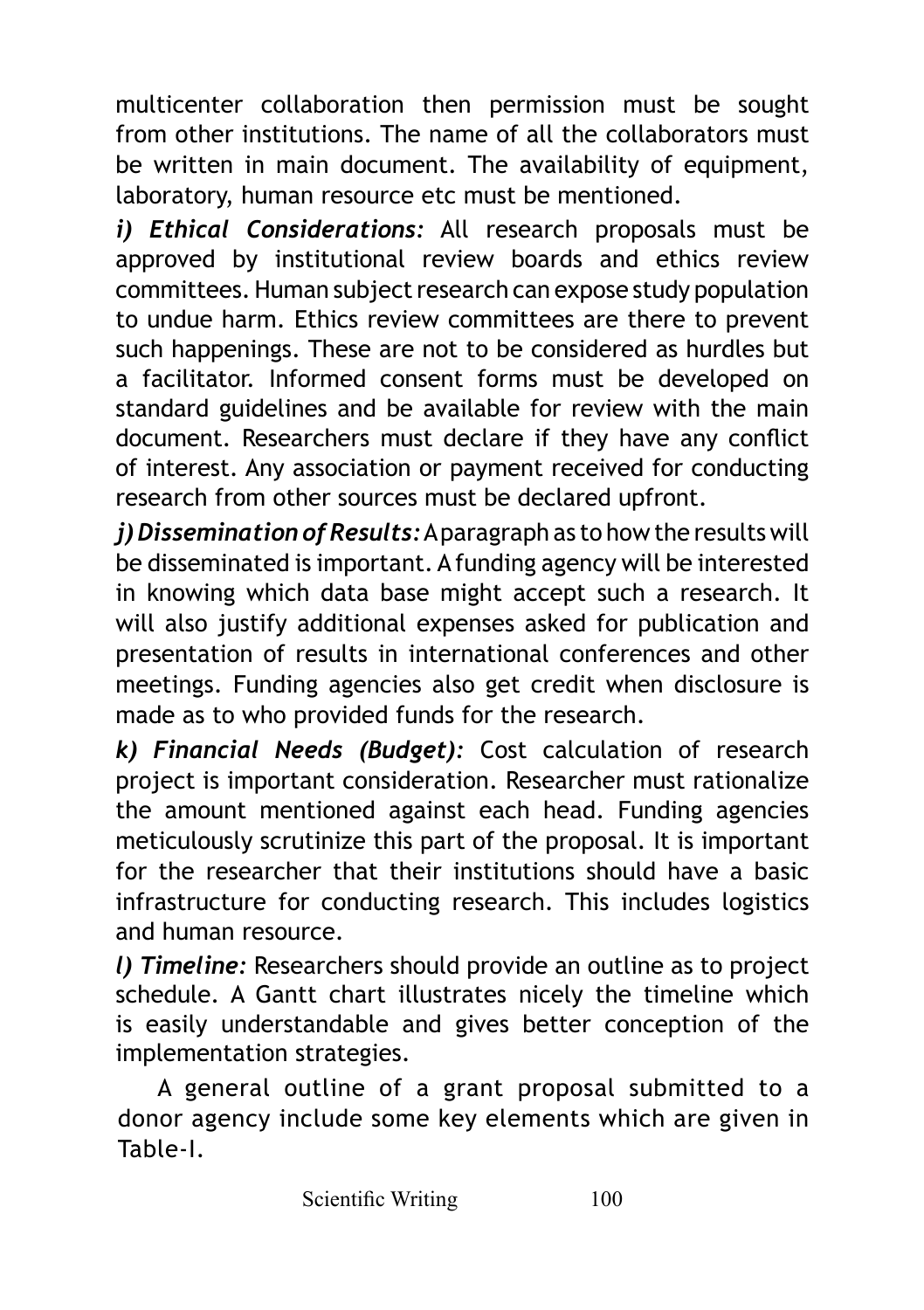multicenter collaboration then permission must be sought from other institutions. The name of all the collaborators must be written in main document. The availability of equipment, laboratory, human resource etc must be mentioned.

***i) Ethical Considerations:*** All research proposals must be approved by institutional review boards and ethics review committees. Human subject research can expose study population to undue harm. Ethics review committees are there to prevent such happenings. These are not to be considered as hurdles but a facilitator. Informed consent forms must be developed on standard guidelines and be available for review with the main document. Researchers must declare if they have any conflict of interest. Any association or payment received for conducting research from other sources must be declared upfront.

***j) Dissemination of Results:*** A paragraph as to how the results will be disseminated is important. A funding agency will be interested in knowing which data base might accept such a research. It will also justify additional expenses asked for publication and presentation of results in international conferences and other meetings. Funding agencies also get credit when disclosure is made as to who provided funds for the research.

***k) Financial Needs (Budget):*** Cost calculation of research project is important consideration. Researcher must rationalize the amount mentioned against each head. Funding agencies meticulously scrutinize this part of the proposal. It is important for the researcher that their institutions should have a basic infrastructure for conducting research. This includes logistics and human resource.

***l) Timeline:*** Researchers should provide an outline as to project schedule. A Gantt chart illustrates nicely the timeline which is easily understandable and gives better conception of the implementation strategies.

A general outline of a grant proposal submitted to a donor agency include some key elements which are given in Table-I.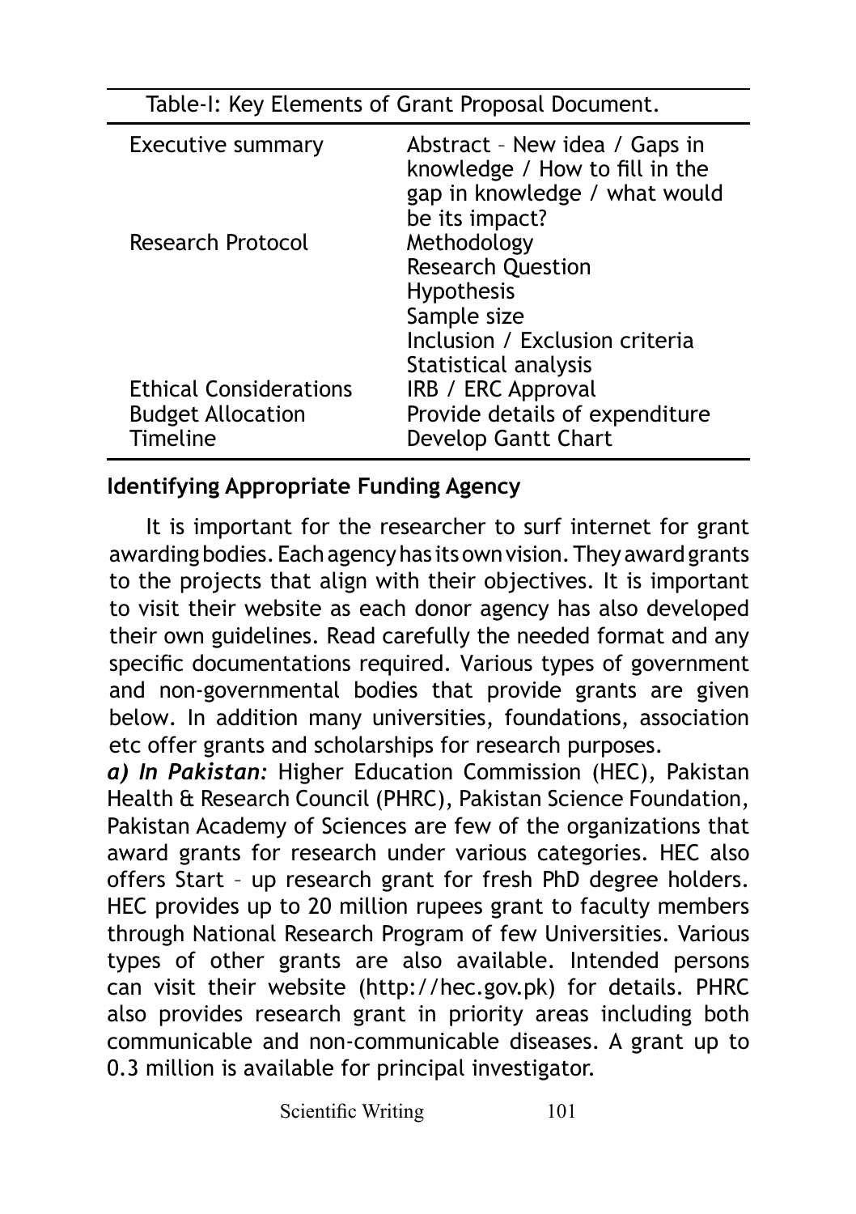Table-I: Key Elements of Grant Proposal Document.

| | |
|---|---|
| Executive summary | Abstract – New idea / Gaps in knowledge / How to fill in the gap in knowledge / what would be its impact? |
| Research Protocol | Methodology<br>Research Question<br>Hypothesis<br>Sample size<br>Inclusion / Exclusion criteria<br>Statistical analysis |
| Ethical Considerations | IRB / ERC Approval |
| Budget Allocation | Provide details of expenditure |
| Timeline | Develop Gantt Chart |

## Identifying Appropriate Funding Agency

It is important for the researcher to surf internet for grant awarding bodies. Each agency has its own vision. They award grants to the projects that align with their objectives. It is important to visit their website as each donor agency has also developed their own guidelines. Read carefully the needed format and any specific documentations required. Various types of government and non-governmental bodies that provide grants are given below. In addition many universities, foundations, association etc offer grants and scholarships for research purposes.

***a) In Pakistan:*** Higher Education Commission (HEC), Pakistan Health & Research Council (PHRC), Pakistan Science Foundation, Pakistan Academy of Sciences are few of the organizations that award grants for research under various categories. HEC also offers Start – up research grant for fresh PhD degree holders. HEC provides up to 20 million rupees grant to faculty members through National Research Program of few Universities. Various types of other grants are also available. Intended persons can visit their website (http://hec.gov.pk) for details. PHRC also provides research grant in priority areas including both communicable and non-communicable diseases. A grant up to 0.3 million is available for principal investigator.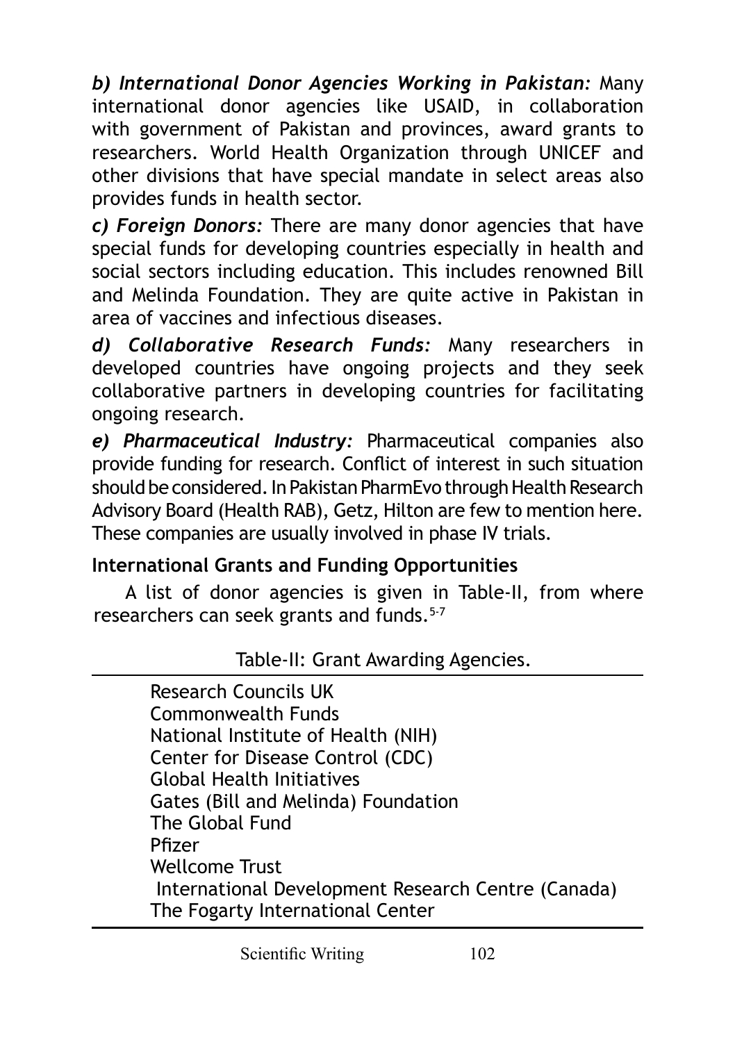***b) International Donor Agencies Working in Pakistan:*** Many international donor agencies like USAID, in collaboration with government of Pakistan and provinces, award grants to researchers. World Health Organization through UNICEF and other divisions that have special mandate in select areas also provides funds in health sector.

***c) Foreign Donors:*** There are many donor agencies that have special funds for developing countries especially in health and social sectors including education. This includes renowned Bill and Melinda Foundation. They are quite active in Pakistan in area of vaccines and infectious diseases.

***d) Collaborative Research Funds:*** Many researchers in developed countries have ongoing projects and they seek collaborative partners in developing countries for facilitating ongoing research.

***e) Pharmaceutical Industry:*** Pharmaceutical companies also provide funding for research. Conflict of interest in such situation should be considered. In Pakistan PharmEvo through Health Research Advisory Board (Health RAB), Getz, Hilton are few to mention here. These companies are usually involved in phase IV trials.

**International Grants and Funding Opportunities**

A list of donor agencies is given in Table-II, from where researchers can seek grants and funds.[5-7]

Table-II: Grant Awarding Agencies.

| Grant Awarding Agencies |
|---|
| Research Councils UK |
| Commonwealth Funds |
| National Institute of Health (NIH) |
| Center for Disease Control (CDC) |
| Global Health Initiatives |
| Gates (Bill and Melinda) Foundation |
| The Global Fund |
| Pfizer |
| Wellcome Trust |
| International Development Research Centre (Canada) |
| The Fogarty International Center |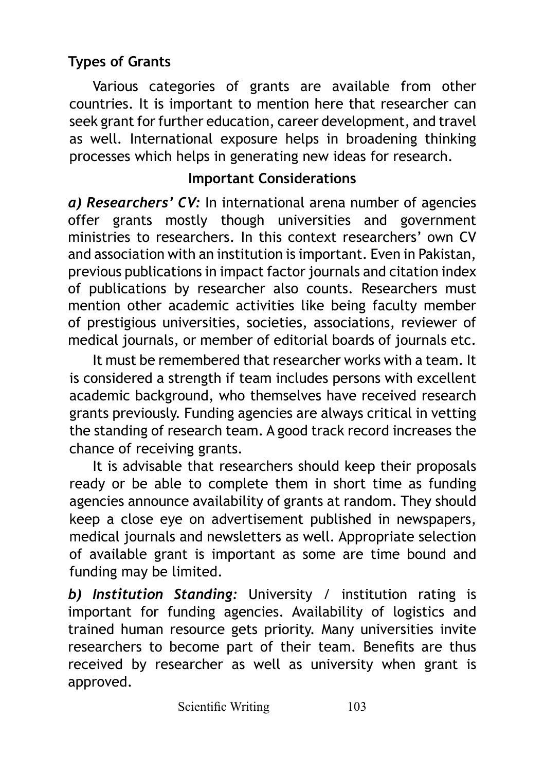## Types of Grants

Various categories of grants are available from other countries. It is important to mention here that researcher can seek grant for further education, career development, and travel as well. International exposure helps in broadening thinking processes which helps in generating new ideas for research.

### Important Considerations

***a) Researchers' CV:*** In international arena number of agencies offer grants mostly though universities and government ministries to researchers. In this context researchers' own CV and association with an institution is important. Even in Pakistan, previous publications in impact factor journals and citation index of publications by researcher also counts. Researchers must mention other academic activities like being faculty member of prestigious universities, societies, associations, reviewer of medical journals, or member of editorial boards of journals etc.

It must be remembered that researcher works with a team. It is considered a strength if team includes persons with excellent academic background, who themselves have received research grants previously. Funding agencies are always critical in vetting the standing of research team. A good track record increases the chance of receiving grants.

It is advisable that researchers should keep their proposals ready or be able to complete them in short time as funding agencies announce availability of grants at random. They should keep a close eye on advertisement published in newspapers, medical journals and newsletters as well. Appropriate selection of available grant is important as some are time bound and funding may be limited.

***b) Institution Standing:*** University / institution rating is important for funding agencies. Availability of logistics and trained human resource gets priority. Many universities invite researchers to become part of their team. Benefits are thus received by researcher as well as university when grant is approved.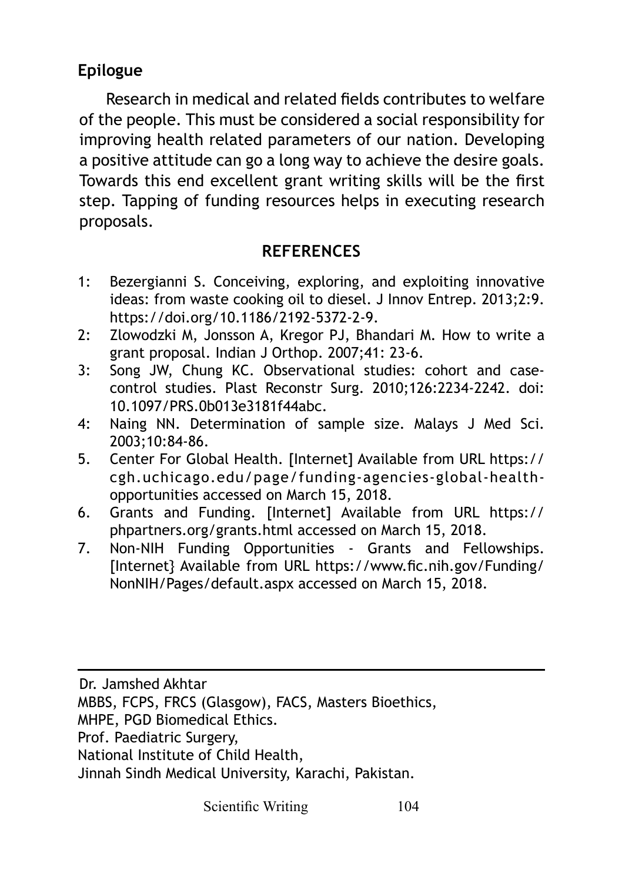## Epilogue

Research in medical and related fields contributes to welfare of the people. This must be considered a social responsibility for improving health related parameters of our nation. Developing a positive attitude can go a long way to achieve the desire goals. Towards this end excellent grant writing skills will be the first step. Tapping of funding resources helps in executing research proposals.

## REFERENCES

1: Bezergianni S. Conceiving, exploring, and exploiting innovative ideas: from waste cooking oil to diesel. J Innov Entrep. 2013;2:9. https://doi.org/10.1186/2192-5372-2-9.

2: Zlowodzki M, Jonsson A, Kregor PJ, Bhandari M. How to write a grant proposal. Indian J Orthop. 2007;41: 23-6.

3: Song JW, Chung KC. Observational studies: cohort and case-control studies. Plast Reconstr Surg. 2010;126:2234-2242. doi: 10.1097/PRS.0b013e3181f44abc.

4: Naing NN. Determination of sample size. Malays J Med Sci. 2003;10:84-86.

5. Center For Global Health. [Internet] Available from URL https://cgh.uchicago.edu/page/funding-agencies-global-health-opportunities accessed on March 15, 2018.

6. Grants and Funding. [Internet] Available from URL https://phpartners.org/grants.html accessed on March 15, 2018.

7. Non-NIH Funding Opportunities - Grants and Fellowships. [Internet} Available from URL https://www.fic.nih.gov/Funding/NonNIH/Pages/default.aspx accessed on March 15, 2018.

---

Dr. Jamshed Akhtar
MBBS, FCPS, FRCS (Glasgow), FACS, Masters Bioethics,
MHPE, PGD Biomedical Ethics.
Prof. Paediatric Surgery,
National Institute of Child Health,
Jinnah Sindh Medical University, Karachi, Pakistan.